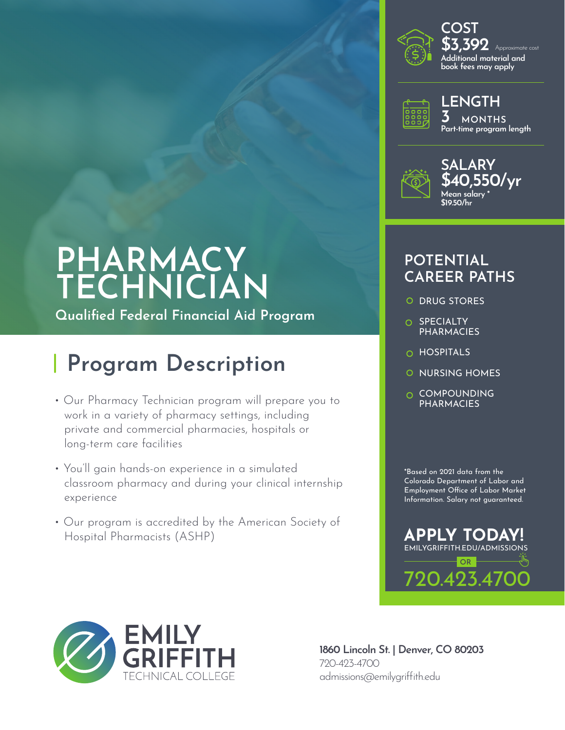# PHARMACY TECHNICIAN

**Qualified Federal Financial Aid Program**

## Program Description

- Our Pharmacy Technician program will prepare you to work in a variety of pharmacy settings, including private and commercial pharmacies, hospitals or long-term care facilities
- You'll gain hands-on experience in a simulated classroom pharmacy and during your clinical internship experience
- Our program is accredited by the American Society of Hospital Pharmacists (ASHP)

### COST

**$3,392** Approximate cost

Additional material and book fees may apply

### LENGTH

**3 MONTHS**

Part-time program length

### SALARY

**$40,550/yr**

Mean salary *

$19.50/hr

## POTENTIAL CAREER PATHS

- DRUG STORES
- SPECIALTY PHARMACIES
- HOSPITALS
- NURSING HOMES
- COMPOUNDING PHARMACIES

*Based on 2021 data from the Colorado Department of Labor and Employment Office of Labor Market Information. Salary not guaranteed.

**APPLY TODAY!**

EMILYGRIFFITH.EDU/ADMISSIONS

OR

720.423.4700

EMILY GRIFFITH TECHNICAL COLLEGE

**1860 Lincoln St. | Denver, CO 80203**

720-423-4700

admissions@emilygriffith.edu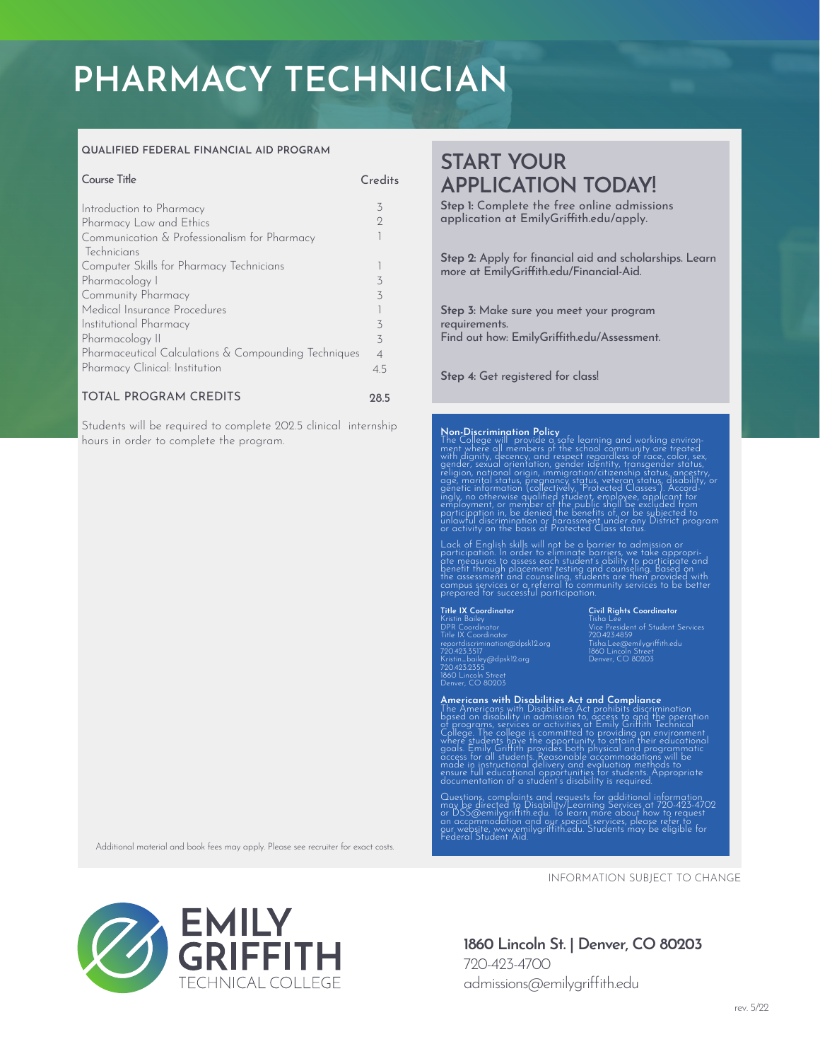# PHARMACY TECHNICIAN

**QUALIFIED FEDERAL FINANCIAL AID PROGRAM**

| Course Title | Credits |
|---|---|
| Introduction to Pharmacy | 3 |
| Pharmacy Law and Ethics | 2 |
| Communication & Professionalism for Pharmacy Technicians | 1 |
| Computer Skills for Pharmacy Technicians | 1 |
| Pharmacology I | 3 |
| Community Pharmacy | 3 |
| Medical Insurance Procedures | 1 |
| Institutional Pharmacy | 3 |
| Pharmacology II | 3 |
| Pharmaceutical Calculations & Compounding Techniques | 4 |
| Pharmacy Clinical: Institution | 4.5 |
| **TOTAL PROGRAM CREDITS** | **28.5** |

Students will be required to complete 202.5 clinical internship hours in order to complete the program.

Additional material and book fees may apply. Please see recruiter for exact costs.

## START YOUR APPLICATION TODAY!

**Step 1:** Complete the free online admissions application at EmilyGriffith.edu/apply.

**Step 2:** Apply for financial aid and scholarships. Learn more at EmilyGriffith.edu/Financial-Aid.

**Step 3:** Make sure you meet your program requirements.
Find out how: EmilyGriffith.edu/Assessment.

**Step 4:** Get registered for class!

**Non-Discrimination Policy**
The College will provide a safe learning and working environment where all members of the school community are treated with dignity, decency, and respect regardless of race, color, sex, gender, sexual orientation, gender identity, transgender status, religion, national origin, immigration/citizenship status, ancestry, age, marital status, pregnancy status, veteran status, disability, or genetic information (collectively, "Protected Classes"). Accordingly, no otherwise qualified student, employee, applicant for employment, or member of the public shall be excluded from participation in, be denied the benefits of, or be subjected to unlawful discrimination or harassment under any District program or activity on the basis of Protected Class status.

Lack of English skills will not be a barrier to admission or participation. In order to eliminate barriers, we take appropriate measures to assess each student's ability to participate and benefit through placement testing and counseling. Based on the assessment and counseling, students are then provided with campus services or a referral to community services to be better prepared for successful participation.

**Title IX Coordinator**
Kristin Bailey
DPR Coordinator
Title IX Coordinator
reportdiscrimination@dpsk12.org
720.423.3517
Kristin_bailey@dpsk12.org
720.423.2355
1860 Lincoln Street
Denver, CO 80203

**Civil Rights Coordinator**
Tisha Lee
Vice President of Student Services
720.423.4859
Tisha.Lee@emilygriffith.edu
1860 Lincoln Street
Denver, CO 80203

**Americans with Disabilities Act and Compliance**
The Americans with Disabilities Act prohibits discrimination based on disability in admission to, access to and the operation of programs, services or activities at Emily Griffith Technical College. The college is committed to providing an environment where students have the opportunity to attain their educational goals. Emily Griffith provides both physical and programmatic access for all students. Reasonable accommodations will be made in instructional delivery and evaluation methods to ensure full educational opportunities for students. Appropriate documentation of a student's disability is required.

Questions, complaints and requests for additional information may be directed to Disability/Learning Services at 720-423-4702 or DSS@emilygriffith.edu. To learn more about how to request an accommodation and our special services, please refer to our website, www.emilygriffith.edu. Students may be eligible for Federal Student Aid.

INFORMATION SUBJECT TO CHANGE

EMILY GRIFFITH
TECHNICAL COLLEGE

**1860 Lincoln St. | Denver, CO 80203**
720-423-4700
admissions@emilygriffith.edu

rev. 5/22